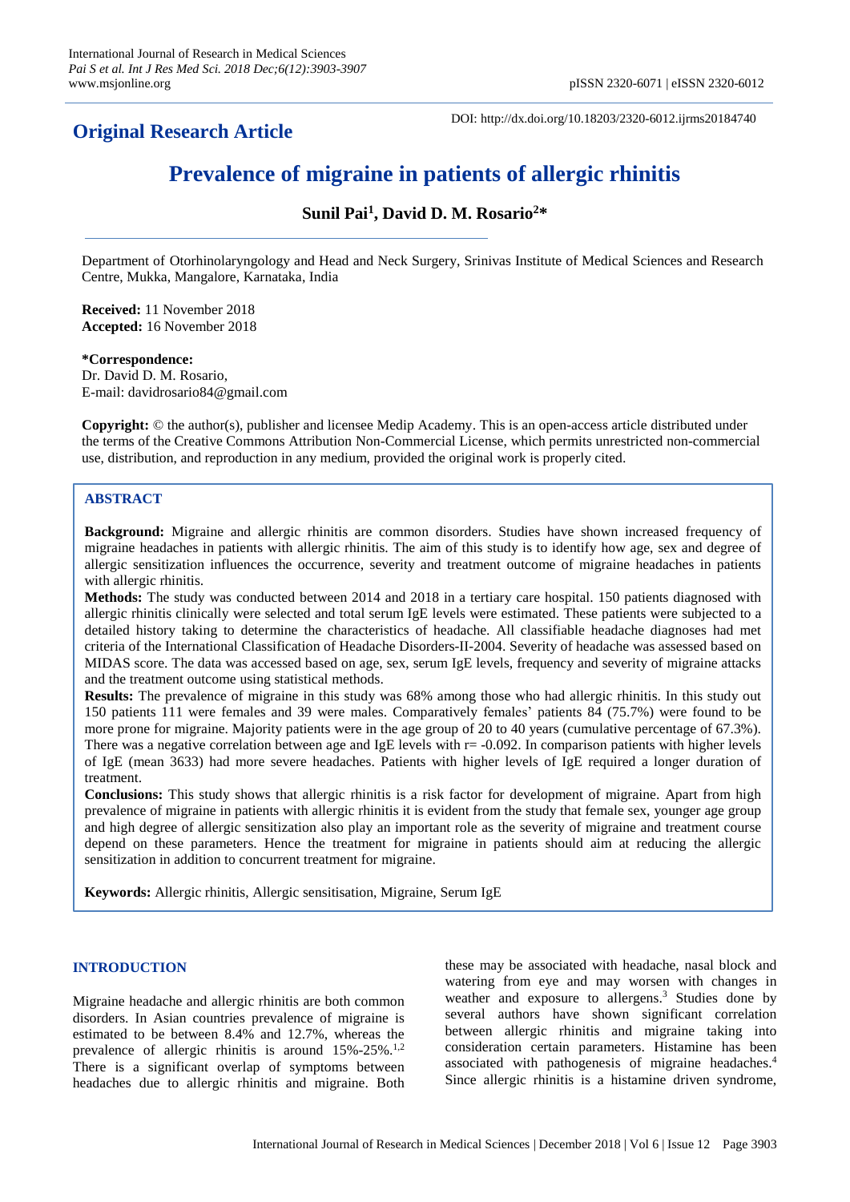## Original Research Article

DOI: http://dx.doi.org/10.18203/2320-6012.ijrms20184740

# Prevalence of migraine in patients of allergic rhinitis

**Sunil Pai[1], David D. M. Rosario[2]***

Department of Otorhinolaryngology and Head and Neck Surgery, Srinivas Institute of Medical Sciences and Research Centre, Mukka, Mangalore, Karnataka, India

**Received:** 11 November 2018
**Accepted:** 16 November 2018

***Correspondence:**
Dr. David D. M. Rosario,
E-mail: davidrosario84@gmail.com

**Copyright:** © the author(s), publisher and licensee Medip Academy. This is an open-access article distributed under the terms of the Creative Commons Attribution Non-Commercial License, which permits unrestricted non-commercial use, distribution, and reproduction in any medium, provided the original work is properly cited.

### ABSTRACT

**Background:** Migraine and allergic rhinitis are common disorders. Studies have shown increased frequency of migraine headaches in patients with allergic rhinitis. The aim of this study is to identify how age, sex and degree of allergic sensitization influences the occurrence, severity and treatment outcome of migraine headaches in patients with allergic rhinitis.

**Methods:** The study was conducted between 2014 and 2018 in a tertiary care hospital. 150 patients diagnosed with allergic rhinitis clinically were selected and total serum IgE levels were estimated. These patients were subjected to a detailed history taking to determine the characteristics of headache. All classifiable headache diagnoses had met criteria of the International Classification of Headache Disorders-II-2004. Severity of headache was assessed based on MIDAS score. The data was accessed based on age, sex, serum IgE levels, frequency and severity of migraine attacks and the treatment outcome using statistical methods.

**Results:** The prevalence of migraine in this study was 68% among those who had allergic rhinitis. In this study out 150 patients 111 were females and 39 were males. Comparatively females' patients 84 (75.7%) were found to be more prone for migraine. Majority patients were in the age group of 20 to 40 years (cumulative percentage of 67.3%). There was a negative correlation between age and IgE levels with r= -0.092. In comparison patients with higher levels of IgE (mean 3633) had more severe headaches. Patients with higher levels of IgE required a longer duration of treatment.

**Conclusions:** This study shows that allergic rhinitis is a risk factor for development of migraine. Apart from high prevalence of migraine in patients with allergic rhinitis it is evident from the study that female sex, younger age group and high degree of allergic sensitization also play an important role as the severity of migraine and treatment course depend on these parameters. Hence the treatment for migraine in patients should aim at reducing the allergic sensitization in addition to concurrent treatment for migraine.

**Keywords:** Allergic rhinitis, Allergic sensitisation, Migraine, Serum IgE

### INTRODUCTION

Migraine headache and allergic rhinitis are both common disorders. In Asian countries prevalence of migraine is estimated to be between 8.4% and 12.7%, whereas the prevalence of allergic rhinitis is around 15%-25%.[1,2] There is a significant overlap of symptoms between headaches due to allergic rhinitis and migraine. Both these may be associated with headache, nasal block and watering from eye and may worsen with changes in weather and exposure to allergens.[3] Studies done by several authors have shown significant correlation between allergic rhinitis and migraine taking into consideration certain parameters. Histamine has been associated with pathogenesis of migraine headaches.[4] Since allergic rhinitis is a histamine driven syndrome,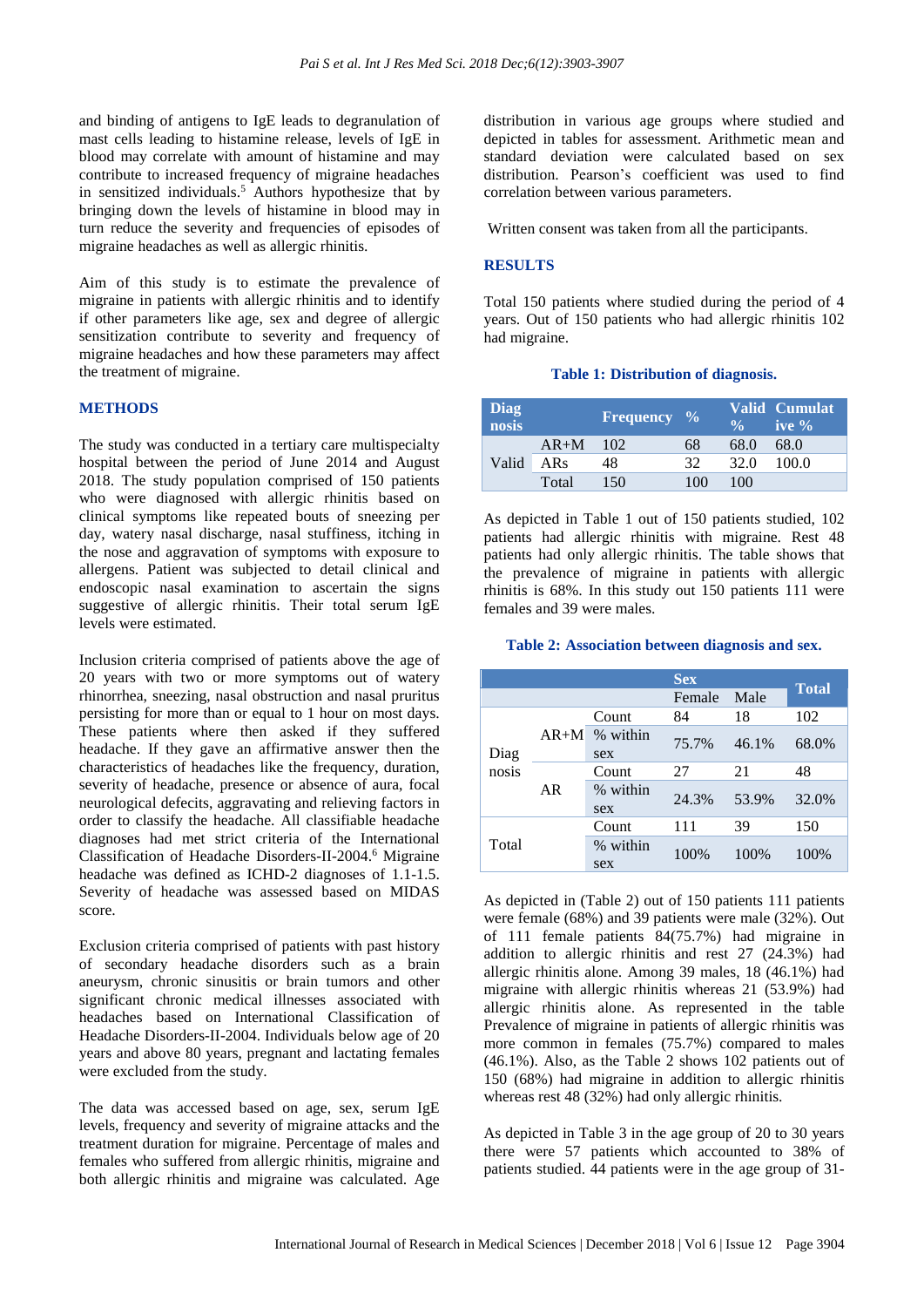and binding of antigens to IgE leads to degranulation of mast cells leading to histamine release, levels of IgE in blood may correlate with amount of histamine and may contribute to increased frequency of migraine headaches in sensitized individuals.[5] Authors hypothesize that by bringing down the levels of histamine in blood may in turn reduce the severity and frequencies of episodes of migraine headaches as well as allergic rhinitis.

Aim of this study is to estimate the prevalence of migraine in patients with allergic rhinitis and to identify if other parameters like age, sex and degree of allergic sensitization contribute to severity and frequency of migraine headaches and how these parameters may affect the treatment of migraine.

## METHODS

The study was conducted in a tertiary care multispecialty hospital between the period of June 2014 and August 2018. The study population comprised of 150 patients who were diagnosed with allergic rhinitis based on clinical symptoms like repeated bouts of sneezing per day, watery nasal discharge, nasal stuffiness, itching in the nose and aggravation of symptoms with exposure to allergens. Patient was subjected to detail clinical and endoscopic nasal examination to ascertain the signs suggestive of allergic rhinitis. Their total serum IgE levels were estimated.

Inclusion criteria comprised of patients above the age of 20 years with two or more symptoms out of watery rhinorrhea, sneezing, nasal obstruction and nasal pruritus persisting for more than or equal to 1 hour on most days. These patients where then asked if they suffered headache. If they gave an affirmative answer then the characteristics of headaches like the frequency, duration, severity of headache, presence or absence of aura, focal neurological defecits, aggravating and relieving factors in order to classify the headache. All classifiable headache diagnoses had met strict criteria of the International Classification of Headache Disorders-II-2004.[6] Migraine headache was defined as ICHD-2 diagnoses of 1.1-1.5. Severity of headache was assessed based on MIDAS score.

Exclusion criteria comprised of patients with past history of secondary headache disorders such as a brain aneurysm, chronic sinusitis or brain tumors and other significant chronic medical illnesses associated with headaches based on International Classification of Headache Disorders-II-2004. Individuals below age of 20 years and above 80 years, pregnant and lactating females were excluded from the study.

The data was accessed based on age, sex, serum IgE levels, frequency and severity of migraine attacks and the treatment duration for migraine. Percentage of males and females who suffered from allergic rhinitis, migraine and both allergic rhinitis and migraine was calculated. Age distribution in various age groups where studied and depicted in tables for assessment. Arithmetic mean and standard deviation were calculated based on sex distribution. Pearson's coefficient was used to find correlation between various parameters.

Written consent was taken from all the participants.

## RESULTS

Total 150 patients where studied during the period of 4 years. Out of 150 patients who had allergic rhinitis 102 had migraine.

**Table 1: Distribution of diagnosis.**

| Diagnosis | | Frequency | % | Valid % | Cumulative % |
|---|---|---|---|---|---|
| Valid | AR+M | 102 | 68 | 68.0 | 68.0 |
| | ARs | 48 | 32 | 32.0 | 100.0 |
| | Total | 150 | 100 | 100 | |

As depicted in Table 1 out of 150 patients studied, 102 patients had allergic rhinitis with migraine. Rest 48 patients had only allergic rhinitis. The table shows that the prevalence of migraine in patients with allergic rhinitis is 68%. In this study out 150 patients 111 were females and 39 were males.

**Table 2: Association between diagnosis and sex.**

| | | | Sex | | Total |
|---|---|---|---|---|---|
| | | | Female | Male | |
| Diagnosis | AR+M | Count | 84 | 18 | 102 |
| | | % within sex | 75.7% | 46.1% | 68.0% |
| | AR | Count | 27 | 21 | 48 |
| | | % within sex | 24.3% | 53.9% | 32.0% |
| Total | | Count | 111 | 39 | 150 |
| | | % within sex | 100% | 100% | 100% |

As depicted in (Table 2) out of 150 patients 111 patients were female (68%) and 39 patients were male (32%). Out of 111 female patients 84(75.7%) had migraine in addition to allergic rhinitis and rest 27 (24.3%) had allergic rhinitis alone. Among 39 males, 18 (46.1%) had migraine with allergic rhinitis whereas 21 (53.9%) had allergic rhinitis alone. As represented in the table Prevalence of migraine in patients of allergic rhinitis was more common in females (75.7%) compared to males (46.1%). Also, as the Table 2 shows 102 patients out of 150 (68%) had migraine in addition to allergic rhinitis whereas rest 48 (32%) had only allergic rhinitis.

As depicted in Table 3 in the age group of 20 to 30 years there were 57 patients which accounted to 38% of patients studied. 44 patients were in the age group of 31-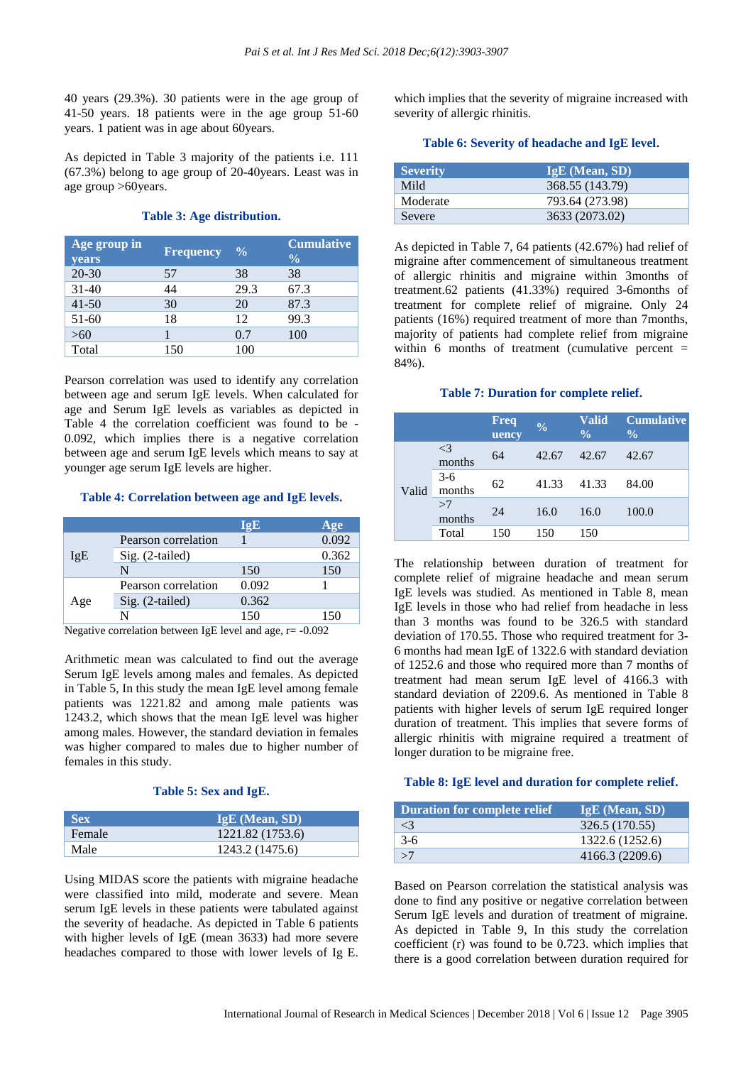40 years (29.3%). 30 patients were in the age group of 41-50 years. 18 patients were in the age group 51-60 years. 1 patient was in age about 60years.

As depicted in Table 3 majority of the patients i.e. 111 (67.3%) belong to age group of 20-40years. Least was in age group >60years.

**Table 3: Age distribution.**

| Age group in years | Frequency | % | Cumulative % |
|---|---|---|---|
| 20-30 | 57 | 38 | 38 |
| 31-40 | 44 | 29.3 | 67.3 |
| 41-50 | 30 | 20 | 87.3 |
| 51-60 | 18 | 12 | 99.3 |
| >60 | 1 | 0.7 | 100 |
| Total | 150 | 100 | |

Pearson correlation was used to identify any correlation between age and serum IgE levels. When calculated for age and Serum IgE levels as variables as depicted in Table 4 the correlation coefficient was found to be -0.092, which implies there is a negative correlation between age and serum IgE levels which means to say at younger age serum IgE levels are higher.

**Table 4: Correlation between age and IgE levels.**

| | | IgE | Age |
|---|---|---|---|
| IgE | Pearson correlation | 1 | 0.092 |
| | Sig. (2-tailed) | | 0.362 |
| | N | 150 | 150 |
| Age | Pearson correlation | 0.092 | 1 |
| | Sig. (2-tailed) | 0.362 | |
| | N | 150 | 150 |

Negative correlation between IgE level and age, r= -0.092

Arithmetic mean was calculated to find out the average Serum IgE levels among males and females. As depicted in Table 5, In this study the mean IgE level among female patients was 1221.82 and among male patients was 1243.2, which shows that the mean IgE level was higher among males. However, the standard deviation in females was higher compared to males due to higher number of females in this study.

**Table 5: Sex and IgE.**

| Sex | IgE (Mean, SD) |
|---|---|
| Female | 1221.82 (1753.6) |
| Male | 1243.2 (1475.6) |

Using MIDAS score the patients with migraine headache were classified into mild, moderate and severe. Mean serum IgE levels in these patients were tabulated against the severity of headache. As depicted in Table 6 patients with higher levels of IgE (mean 3633) had more severe headaches compared to those with lower levels of Ig E. which implies that the severity of migraine increased with severity of allergic rhinitis.

**Table 6: Severity of headache and IgE level.**

| Severity | IgE (Mean, SD) |
|---|---|
| Mild | 368.55 (143.79) |
| Moderate | 793.64 (273.98) |
| Severe | 3633 (2073.02) |

As depicted in Table 7, 64 patients (42.67%) had relief of migraine after commencement of simultaneous treatment of allergic rhinitis and migraine within 3months of treatment.62 patients (41.33%) required 3-6months of treatment for complete relief of migraine. Only 24 patients (16%) required treatment of more than 7months, majority of patients had complete relief from migraine within 6 months of treatment (cumulative percent = 84%).

**Table 7: Duration for complete relief.**

| | | Frequency | % | Valid % | Cumulative % |
|---|---|---|---|---|---|
| Valid | <3 months | 64 | 42.67 | 42.67 | 42.67 |
| | 3-6 months | 62 | 41.33 | 41.33 | 84.00 |
| | >7 months | 24 | 16.0 | 16.0 | 100.0 |
| | Total | 150 | 150 | 150 | |

The relationship between duration of treatment for complete relief of migraine headache and mean serum IgE levels was studied. As mentioned in Table 8, mean IgE levels in those who had relief from headache in less than 3 months was found to be 326.5 with standard deviation of 170.55. Those who required treatment for 3-6 months had mean IgE of 1322.6 with standard deviation of 1252.6 and those who required more than 7 months of treatment had mean serum IgE level of 4166.3 with standard deviation of 2209.6. As mentioned in Table 8 patients with higher levels of serum IgE required longer duration of treatment. This implies that severe forms of allergic rhinitis with migraine required a treatment of longer duration to be migraine free.

**Table 8: IgE level and duration for complete relief.**

| Duration for complete relief | IgE (Mean, SD) |
|---|---|
| <3 | 326.5 (170.55) |
| 3-6 | 1322.6 (1252.6) |
| >7 | 4166.3 (2209.6) |

Based on Pearson correlation the statistical analysis was done to find any positive or negative correlation between Serum IgE levels and duration of treatment of migraine. As depicted in Table 9, In this study the correlation coefficient (r) was found to be 0.723. which implies that there is a good correlation between duration required for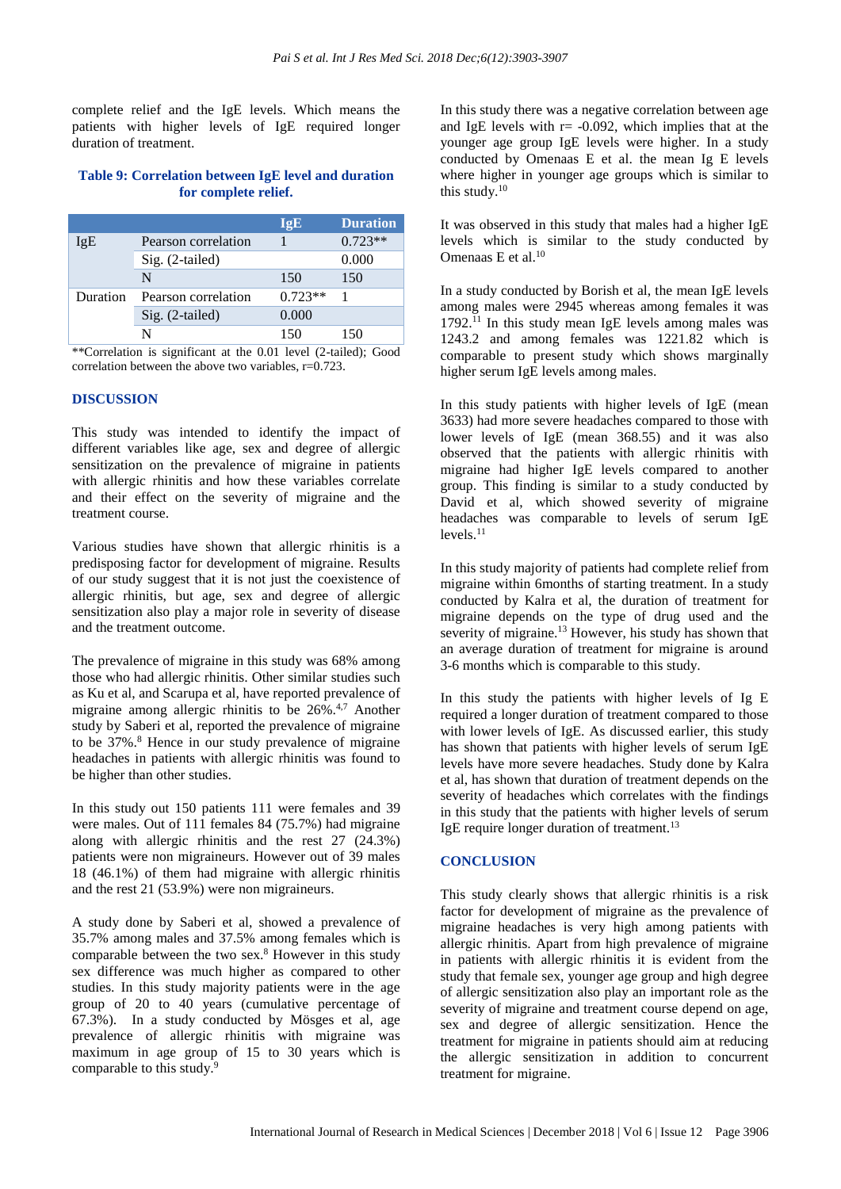complete relief and the IgE levels. Which means the patients with higher levels of IgE required longer duration of treatment.

**Table 9: Correlation between IgE level and duration for complete relief.**

| | | IgE | Duration |
|---|---|---|---|
| IgE | Pearson correlation | 1 | 0.723** |
| | Sig. (2-tailed) | | 0.000 |
| | N | 150 | 150 |
| Duration | Pearson correlation | 0.723** | 1 |
| | Sig. (2-tailed) | 0.000 | |
| | N | 150 | 150 |

**Correlation is significant at the 0.01 level (2-tailed); Good correlation between the above two variables, r=0.723.

## DISCUSSION

This study was intended to identify the impact of different variables like age, sex and degree of allergic sensitization on the prevalence of migraine in patients with allergic rhinitis and how these variables correlate and their effect on the severity of migraine and the treatment course.

Various studies have shown that allergic rhinitis is a predisposing factor for development of migraine. Results of our study suggest that it is not just the coexistence of allergic rhinitis, but age, sex and degree of allergic sensitization also play a major role in severity of disease and the treatment outcome.

The prevalence of migraine in this study was 68% among those who had allergic rhinitis. Other similar studies such as Ku et al, and Scarupa et al, have reported prevalence of migraine among allergic rhinitis to be 26%.[4,7] Another study by Saberi et al, reported the prevalence of migraine to be 37%.[8] Hence in our study prevalence of migraine headaches in patients with allergic rhinitis was found to be higher than other studies.

In this study out 150 patients 111 were females and 39 were males. Out of 111 females 84 (75.7%) had migraine along with allergic rhinitis and the rest 27 (24.3%) patients were non migraineurs. However out of 39 males 18 (46.1%) of them had migraine with allergic rhinitis and the rest 21 (53.9%) were non migraineurs.

A study done by Saberi et al, showed a prevalence of 35.7% among males and 37.5% among females which is comparable between the two sex.[8] However in this study sex difference was much higher as compared to other studies. In this study majority patients were in the age group of 20 to 40 years (cumulative percentage of 67.3%). In a study conducted by Mösges et al, age prevalence of allergic rhinitis with migraine was maximum in age group of 15 to 30 years which is comparable to this study.[9]

In this study there was a negative correlation between age and IgE levels with r= -0.092, which implies that at the younger age group IgE levels were higher. In a study conducted by Omenaas E et al. the mean Ig E levels where higher in younger age groups which is similar to this study.[10]

It was observed in this study that males had a higher IgE levels which is similar to the study conducted by Omenaas E et al.[10]

In a study conducted by Borish et al, the mean IgE levels among males were 2945 whereas among females it was 1792.[11] In this study mean IgE levels among males was 1243.2 and among females was 1221.82 which is comparable to present study which shows marginally higher serum IgE levels among males.

In this study patients with higher levels of IgE (mean 3633) had more severe headaches compared to those with lower levels of IgE (mean 368.55) and it was also observed that the patients with allergic rhinitis with migraine had higher IgE levels compared to another group. This finding is similar to a study conducted by David et al, which showed severity of migraine headaches was comparable to levels of serum IgE levels.[11]

In this study majority of patients had complete relief from migraine within 6months of starting treatment. In a study conducted by Kalra et al, the duration of treatment for migraine depends on the type of drug used and the severity of migraine.[13] However, his study has shown that an average duration of treatment for migraine is around 3-6 months which is comparable to this study.

In this study the patients with higher levels of Ig E required a longer duration of treatment compared to those with lower levels of IgE. As discussed earlier, this study has shown that patients with higher levels of serum IgE levels have more severe headaches. Study done by Kalra et al, has shown that duration of treatment depends on the severity of headaches which correlates with the findings in this study that the patients with higher levels of serum IgE require longer duration of treatment.[13]

## CONCLUSION

This study clearly shows that allergic rhinitis is a risk factor for development of migraine as the prevalence of migraine headaches is very high among patients with allergic rhinitis. Apart from high prevalence of migraine in patients with allergic rhinitis it is evident from the study that female sex, younger age group and high degree of allergic sensitization also play an important role as the severity of migraine and treatment course depend on age, sex and degree of allergic sensitization. Hence the treatment for migraine in patients should aim at reducing the allergic sensitization in addition to concurrent treatment for migraine.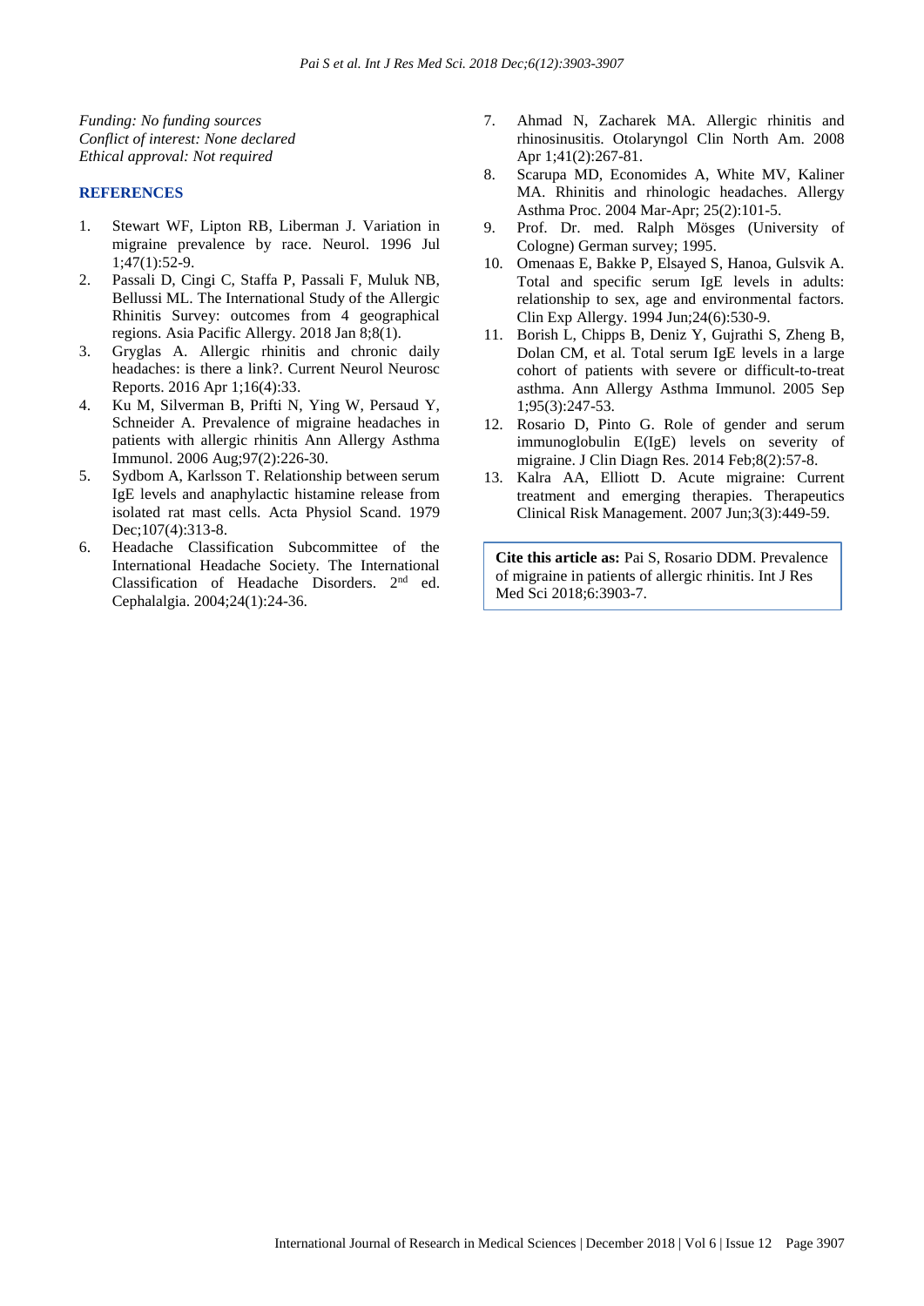*Funding: No funding sources*
*Conflict of interest: None declared*
*Ethical approval: Not required*

## REFERENCES

1. Stewart WF, Lipton RB, Liberman J. Variation in migraine prevalence by race. Neurol. 1996 Jul 1;47(1):52-9.
2. Passali D, Cingi C, Staffa P, Passali F, Muluk NB, Bellussi ML. The International Study of the Allergic Rhinitis Survey: outcomes from 4 geographical regions. Asia Pacific Allergy. 2018 Jan 8;8(1).
3. Gryglas A. Allergic rhinitis and chronic daily headaches: is there a link?. Current Neurol Neurosc Reports. 2016 Apr 1;16(4):33.
4. Ku M, Silverman B, Prifti N, Ying W, Persaud Y, Schneider A. Prevalence of migraine headaches in patients with allergic rhinitis Ann Allergy Asthma Immunol. 2006 Aug;97(2):226-30.
5. Sydbom A, Karlsson T. Relationship between serum IgE levels and anaphylactic histamine release from isolated rat mast cells. Acta Physiol Scand. 1979 Dec;107(4):313-8.
6. Headache Classification Subcommittee of the International Headache Society. The International Classification of Headache Disorders. 2nd ed. Cephalalgia. 2004;24(1):24-36.
7. Ahmad N, Zacharek MA. Allergic rhinitis and rhinosinusitis. Otolaryngol Clin North Am. 2008 Apr 1;41(2):267-81.
8. Scarupa MD, Economides A, White MV, Kaliner MA. Rhinitis and rhinologic headaches. Allergy Asthma Proc. 2004 Mar-Apr; 25(2):101-5.
9. Prof. Dr. med. Ralph Mösges (University of Cologne) German survey; 1995.
10. Omenaas E, Bakke P, Elsayed S, Hanoa, Gulsvik A. Total and specific serum IgE levels in adults: relationship to sex, age and environmental factors. Clin Exp Allergy. 1994 Jun;24(6):530-9.
11. Borish L, Chipps B, Deniz Y, Gujrathi S, Zheng B, Dolan CM, et al. Total serum IgE levels in a large cohort of patients with severe or difficult-to-treat asthma. Ann Allergy Asthma Immunol. 2005 Sep 1;95(3):247-53.
12. Rosario D, Pinto G. Role of gender and serum immunoglobulin E(IgE) levels on severity of migraine. J Clin Diagn Res. 2014 Feb;8(2):57-8.
13. Kalra AA, Elliott D. Acute migraine: Current treatment and emerging therapies. Therapeutics Clinical Risk Management. 2007 Jun;3(3):449-59.

**Cite this article as:** Pai S, Rosario DDM. Prevalence of migraine in patients of allergic rhinitis. Int J Res Med Sci 2018;6:3903-7.